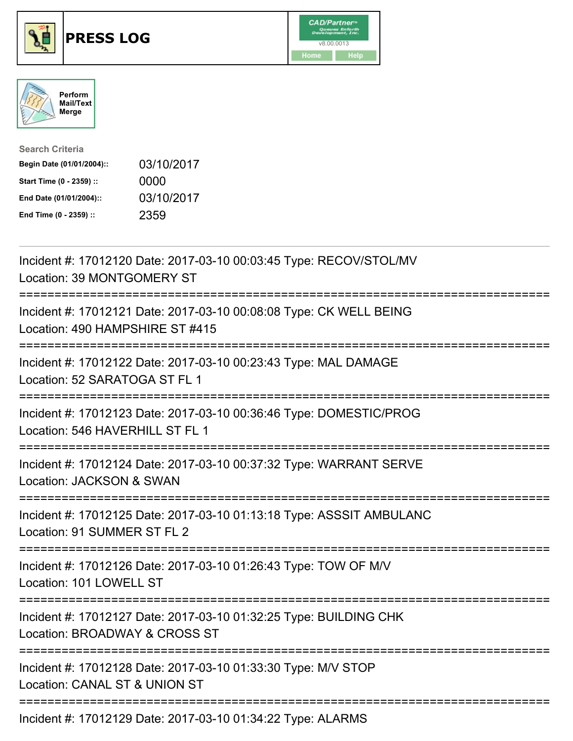# PRESS LOG

Perform Mail/Text Merge

**Search Criteria**

| | |
|---|---|
| **Begin Date (01/01/2004)::** | 03/10/2017 |
| **Start Time (0 - 2359) ::** | 0000 |
| **End Date (01/01/2004)::** | 03/10/2017 |
| **End Time (0 - 2359) ::** | 2359 |

Incident #: 17012120 Date: 2017-03-10 00:03:45 Type: RECOV/STOL/MV
Location: 39 MONTGOMERY ST

===========================================================================

Incident #: 17012121 Date: 2017-03-10 00:08:08 Type: CK WELL BEING
Location: 490 HAMPSHIRE ST #415

===========================================================================

Incident #: 17012122 Date: 2017-03-10 00:23:43 Type: MAL DAMAGE
Location: 52 SARATOGA ST FL 1

===========================================================================

Incident #: 17012123 Date: 2017-03-10 00:36:46 Type: DOMESTIC/PROG
Location: 546 HAVERHILL ST FL 1

===========================================================================

Incident #: 17012124 Date: 2017-03-10 00:37:32 Type: WARRANT SERVE
Location: JACKSON & SWAN

===========================================================================

Incident #: 17012125 Date: 2017-03-10 01:13:18 Type: ASSSIT AMBULANC
Location: 91 SUMMER ST FL 2

===========================================================================

Incident #: 17012126 Date: 2017-03-10 01:26:43 Type: TOW OF M/V
Location: 101 LOWELL ST

===========================================================================

Incident #: 17012127 Date: 2017-03-10 01:32:25 Type: BUILDING CHK
Location: BROADWAY & CROSS ST

===========================================================================

Incident #: 17012128 Date: 2017-03-10 01:33:30 Type: M/V STOP
Location: CANAL ST & UNION ST

===========================================================================

Incident #: 17012129 Date: 2017-03-10 01:34:22 Type: ALARMS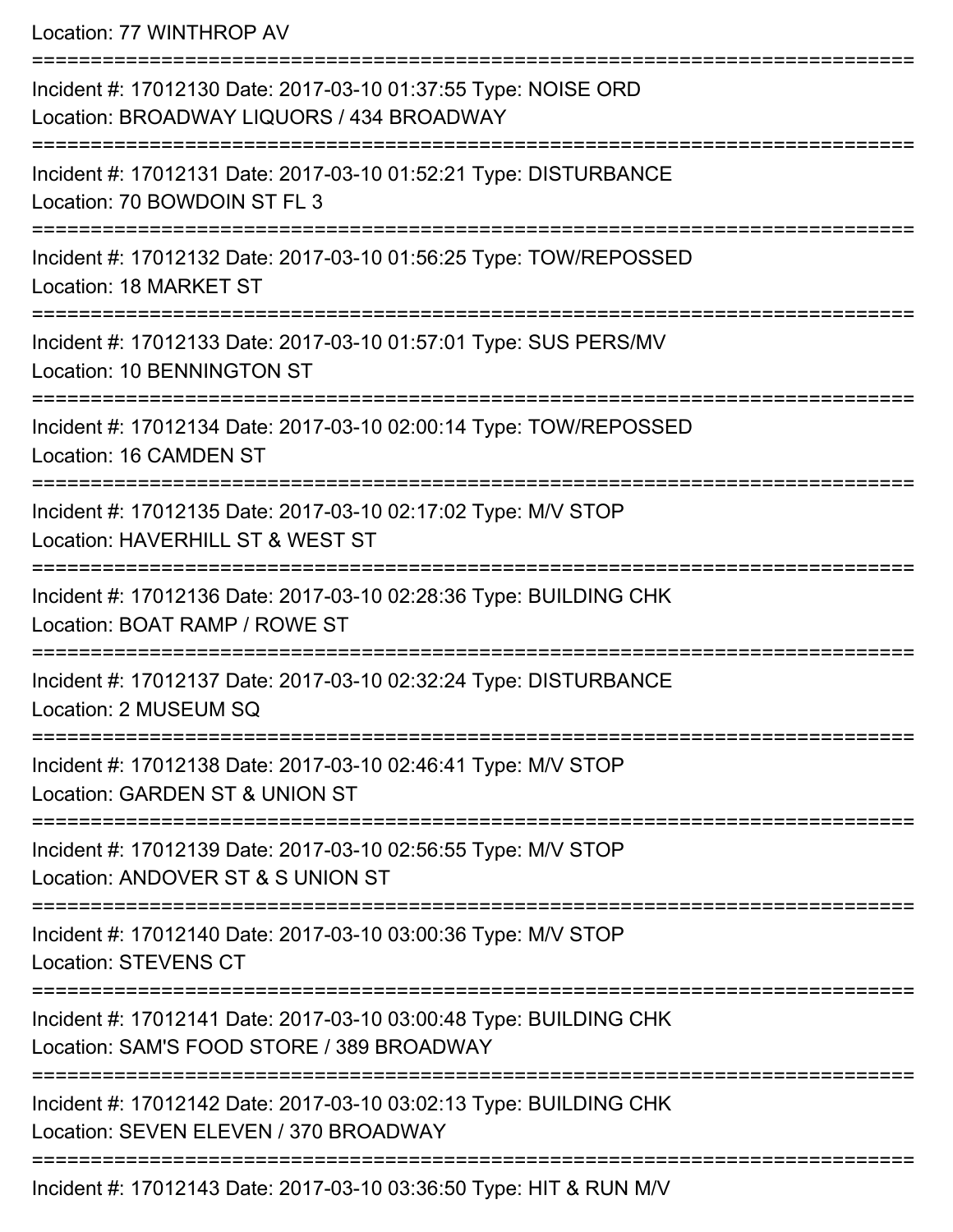Location: 77 WINTHROP AV

===========================================================================

Incident #: 17012130 Date: 2017-03-10 01:37:55 Type: NOISE ORD
Location: BROADWAY LIQUORS / 434 BROADWAY

===========================================================================

Incident #: 17012131 Date: 2017-03-10 01:52:21 Type: DISTURBANCE
Location: 70 BOWDOIN ST FL 3

===========================================================================

Incident #: 17012132 Date: 2017-03-10 01:56:25 Type: TOW/REPOSSED
Location: 18 MARKET ST

===========================================================================

Incident #: 17012133 Date: 2017-03-10 01:57:01 Type: SUS PERS/MV
Location: 10 BENNINGTON ST

===========================================================================

Incident #: 17012134 Date: 2017-03-10 02:00:14 Type: TOW/REPOSSED
Location: 16 CAMDEN ST

===========================================================================

Incident #: 17012135 Date: 2017-03-10 02:17:02 Type: M/V STOP
Location: HAVERHILL ST & WEST ST

===========================================================================

Incident #: 17012136 Date: 2017-03-10 02:28:36 Type: BUILDING CHK
Location: BOAT RAMP / ROWE ST

===========================================================================

Incident #: 17012137 Date: 2017-03-10 02:32:24 Type: DISTURBANCE
Location: 2 MUSEUM SQ

===========================================================================

Incident #: 17012138 Date: 2017-03-10 02:46:41 Type: M/V STOP
Location: GARDEN ST & UNION ST

===========================================================================

Incident #: 17012139 Date: 2017-03-10 02:56:55 Type: M/V STOP
Location: ANDOVER ST & S UNION ST

===========================================================================

Incident #: 17012140 Date: 2017-03-10 03:00:36 Type: M/V STOP
Location: STEVENS CT

===========================================================================

Incident #: 17012141 Date: 2017-03-10 03:00:48 Type: BUILDING CHK
Location: SAM'S FOOD STORE / 389 BROADWAY

===========================================================================

Incident #: 17012142 Date: 2017-03-10 03:02:13 Type: BUILDING CHK
Location: SEVEN ELEVEN / 370 BROADWAY

===========================================================================

Incident #: 17012143 Date: 2017-03-10 03:36:50 Type: HIT & RUN M/V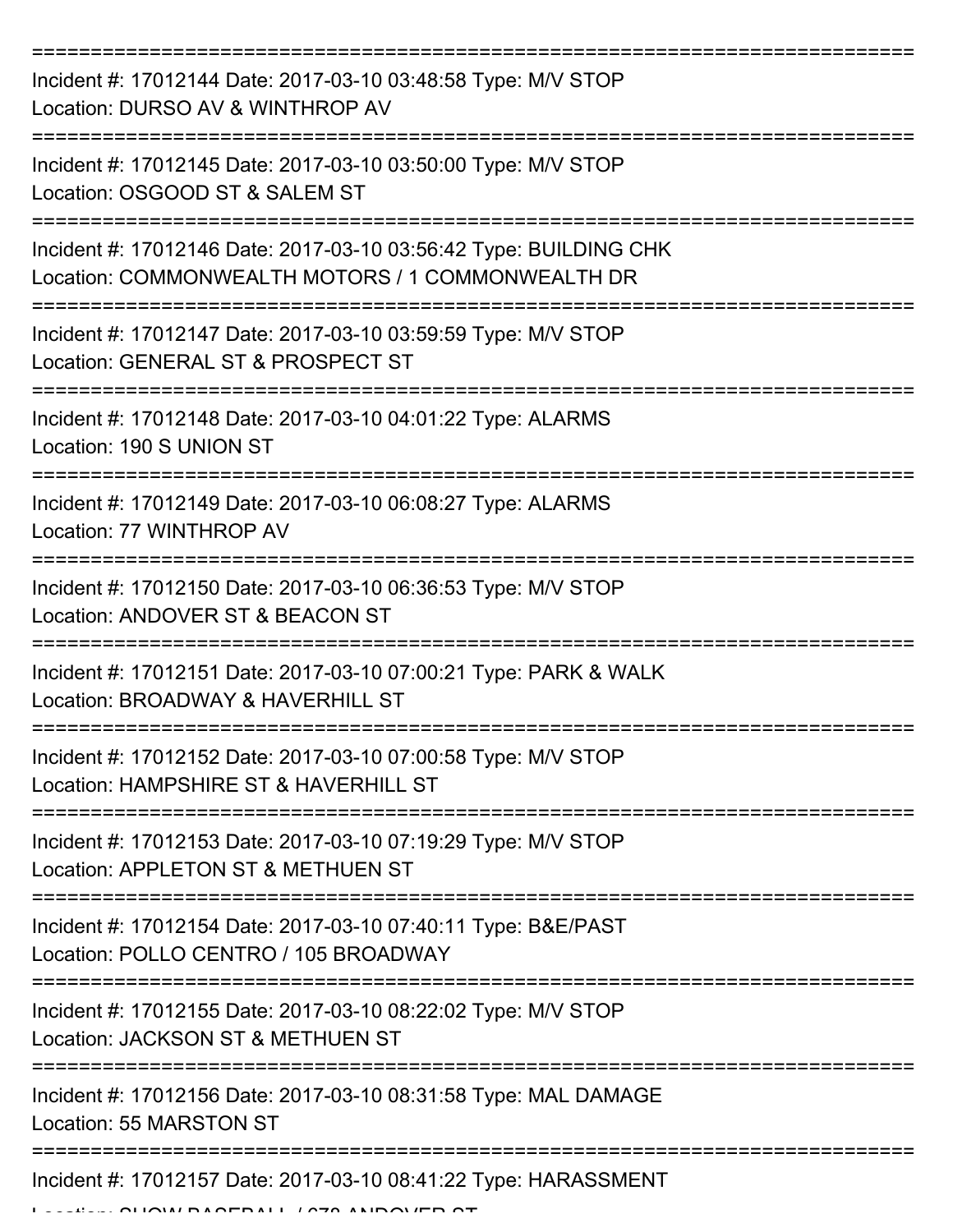===========================================================================

Incident #: 17012144 Date: 2017-03-10 03:48:58 Type: M/V STOP
Location: DURSO AV & WINTHROP AV

===========================================================================

Incident #: 17012145 Date: 2017-03-10 03:50:00 Type: M/V STOP
Location: OSGOOD ST & SALEM ST

===========================================================================

Incident #: 17012146 Date: 2017-03-10 03:56:42 Type: BUILDING CHK
Location: COMMONWEALTH MOTORS / 1 COMMONWEALTH DR

===========================================================================

Incident #: 17012147 Date: 2017-03-10 03:59:59 Type: M/V STOP
Location: GENERAL ST & PROSPECT ST

===========================================================================

Incident #: 17012148 Date: 2017-03-10 04:01:22 Type: ALARMS
Location: 190 S UNION ST

===========================================================================

Incident #: 17012149 Date: 2017-03-10 06:08:27 Type: ALARMS
Location: 77 WINTHROP AV

===========================================================================

Incident #: 17012150 Date: 2017-03-10 06:36:53 Type: M/V STOP
Location: ANDOVER ST & BEACON ST

===========================================================================

Incident #: 17012151 Date: 2017-03-10 07:00:21 Type: PARK & WALK
Location: BROADWAY & HAVERHILL ST

===========================================================================

Incident #: 17012152 Date: 2017-03-10 07:00:58 Type: M/V STOP
Location: HAMPSHIRE ST & HAVERHILL ST

===========================================================================

Incident #: 17012153 Date: 2017-03-10 07:19:29 Type: M/V STOP
Location: APPLETON ST & METHUEN ST

===========================================================================

Incident #: 17012154 Date: 2017-03-10 07:40:11 Type: B&E/PAST
Location: POLLO CENTRO / 105 BROADWAY

===========================================================================

Incident #: 17012155 Date: 2017-03-10 08:22:02 Type: M/V STOP
Location: JACKSON ST & METHUEN ST

===========================================================================

Incident #: 17012156 Date: 2017-03-10 08:31:58 Type: MAL DAMAGE
Location: 55 MARSTON ST

===========================================================================

Incident #: 17012157 Date: 2017-03-10 08:41:22 Type: HARASSMENT
Location: SHOW BASEBALL / 678 ANDOVER ST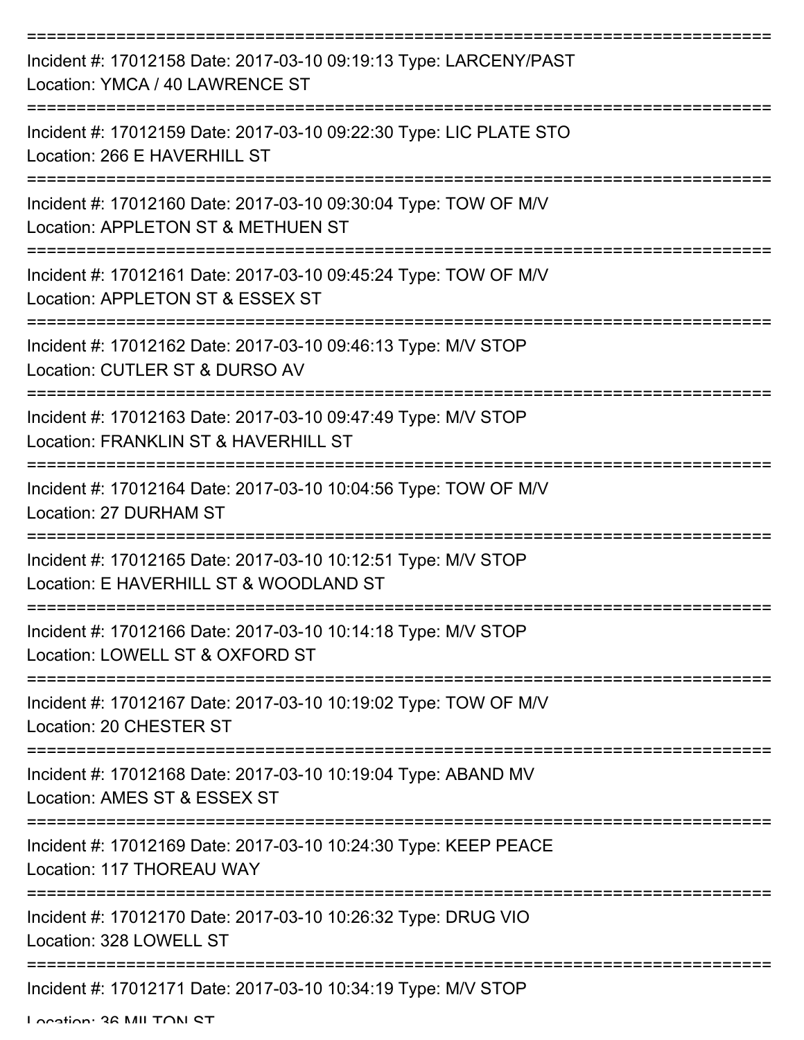===========================================================================

Incident #: 17012158 Date: 2017-03-10 09:19:13 Type: LARCENY/PAST
Location: YMCA / 40 LAWRENCE ST

===========================================================================

Incident #: 17012159 Date: 2017-03-10 09:22:30 Type: LIC PLATE STO
Location: 266 E HAVERHILL ST

===========================================================================

Incident #: 17012160 Date: 2017-03-10 09:30:04 Type: TOW OF M/V
Location: APPLETON ST & METHUEN ST

===========================================================================

Incident #: 17012161 Date: 2017-03-10 09:45:24 Type: TOW OF M/V
Location: APPLETON ST & ESSEX ST

===========================================================================

Incident #: 17012162 Date: 2017-03-10 09:46:13 Type: M/V STOP
Location: CUTLER ST & DURSO AV

===========================================================================

Incident #: 17012163 Date: 2017-03-10 09:47:49 Type: M/V STOP
Location: FRANKLIN ST & HAVERHILL ST

===========================================================================

Incident #: 17012164 Date: 2017-03-10 10:04:56 Type: TOW OF M/V
Location: 27 DURHAM ST

===========================================================================

Incident #: 17012165 Date: 2017-03-10 10:12:51 Type: M/V STOP
Location: E HAVERHILL ST & WOODLAND ST

===========================================================================

Incident #: 17012166 Date: 2017-03-10 10:14:18 Type: M/V STOP
Location: LOWELL ST & OXFORD ST

===========================================================================

Incident #: 17012167 Date: 2017-03-10 10:19:02 Type: TOW OF M/V
Location: 20 CHESTER ST

===========================================================================

Incident #: 17012168 Date: 2017-03-10 10:19:04 Type: ABAND MV
Location: AMES ST & ESSEX ST

===========================================================================

Incident #: 17012169 Date: 2017-03-10 10:24:30 Type: KEEP PEACE
Location: 117 THOREAU WAY

===========================================================================

Incident #: 17012170 Date: 2017-03-10 10:26:32 Type: DRUG VIO
Location: 328 LOWELL ST

===========================================================================

Incident #: 17012171 Date: 2017-03-10 10:34:19 Type: M/V STOP
Location: 36 MILTON ST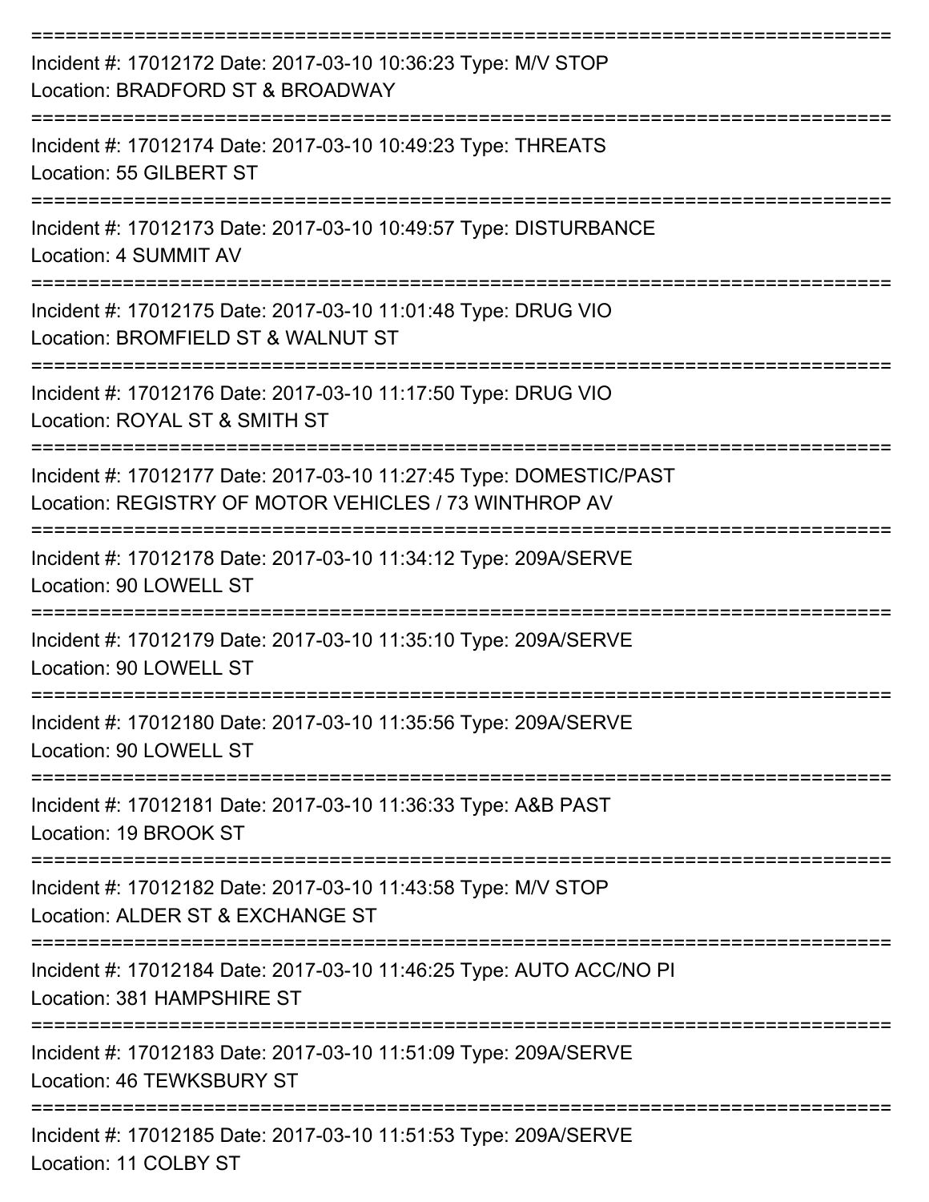===========================================================================

Incident #: 17012172 Date: 2017-03-10 10:36:23 Type: M/V STOP
Location: BRADFORD ST & BROADWAY

===========================================================================

Incident #: 17012174 Date: 2017-03-10 10:49:23 Type: THREATS
Location: 55 GILBERT ST

===========================================================================

Incident #: 17012173 Date: 2017-03-10 10:49:57 Type: DISTURBANCE
Location: 4 SUMMIT AV

===========================================================================

Incident #: 17012175 Date: 2017-03-10 11:01:48 Type: DRUG VIO
Location: BROMFIELD ST & WALNUT ST

===========================================================================

Incident #: 17012176 Date: 2017-03-10 11:17:50 Type: DRUG VIO
Location: ROYAL ST & SMITH ST

===========================================================================

Incident #: 17012177 Date: 2017-03-10 11:27:45 Type: DOMESTIC/PAST
Location: REGISTRY OF MOTOR VEHICLES / 73 WINTHROP AV

===========================================================================

Incident #: 17012178 Date: 2017-03-10 11:34:12 Type: 209A/SERVE
Location: 90 LOWELL ST

===========================================================================

Incident #: 17012179 Date: 2017-03-10 11:35:10 Type: 209A/SERVE
Location: 90 LOWELL ST

===========================================================================

Incident #: 17012180 Date: 2017-03-10 11:35:56 Type: 209A/SERVE
Location: 90 LOWELL ST

===========================================================================

Incident #: 17012181 Date: 2017-03-10 11:36:33 Type: A&B PAST
Location: 19 BROOK ST

===========================================================================

Incident #: 17012182 Date: 2017-03-10 11:43:58 Type: M/V STOP
Location: ALDER ST & EXCHANGE ST

===========================================================================

Incident #: 17012184 Date: 2017-03-10 11:46:25 Type: AUTO ACC/NO PI
Location: 381 HAMPSHIRE ST

===========================================================================

Incident #: 17012183 Date: 2017-03-10 11:51:09 Type: 209A/SERVE
Location: 46 TEWKSBURY ST

===========================================================================

Incident #: 17012185 Date: 2017-03-10 11:51:53 Type: 209A/SERVE
Location: 11 COLBY ST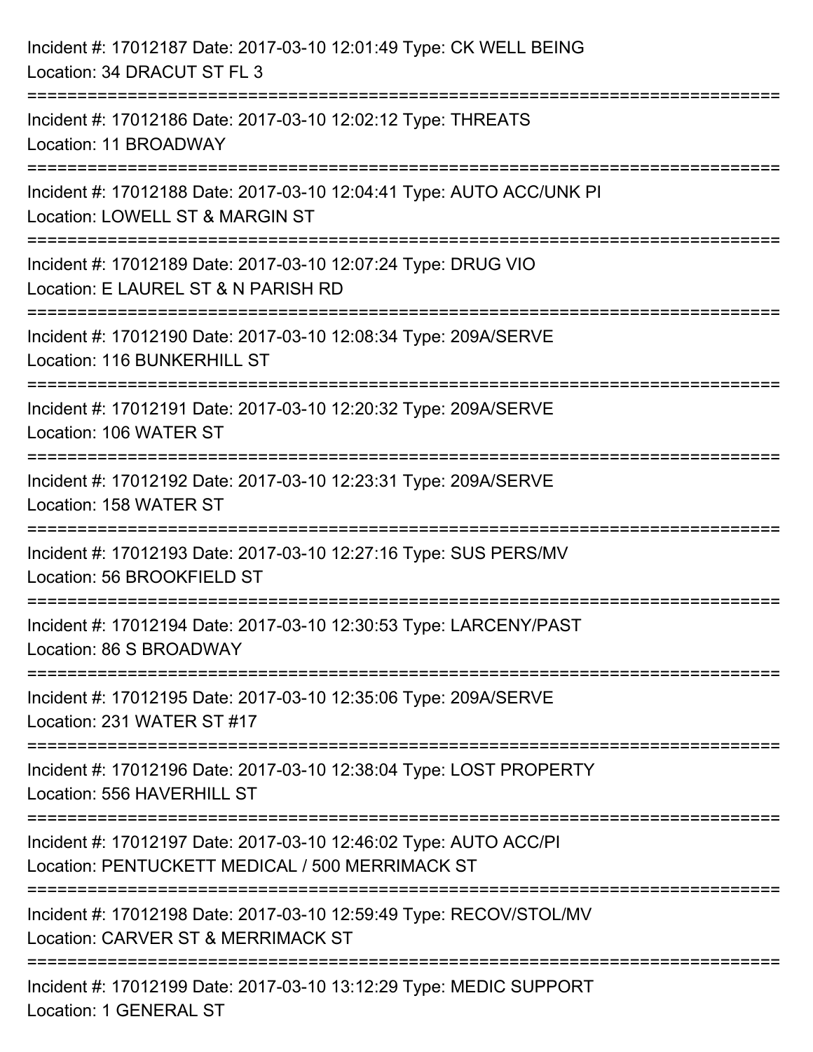Incident #: 17012187 Date: 2017-03-10 12:01:49 Type: CK WELL BEING
Location: 34 DRACUT ST FL 3

===========================================================================

Incident #: 17012186 Date: 2017-03-10 12:02:12 Type: THREATS
Location: 11 BROADWAY

===========================================================================

Incident #: 17012188 Date: 2017-03-10 12:04:41 Type: AUTO ACC/UNK PI
Location: LOWELL ST & MARGIN ST

===========================================================================

Incident #: 17012189 Date: 2017-03-10 12:07:24 Type: DRUG VIO
Location: E LAUREL ST & N PARISH RD

===========================================================================

Incident #: 17012190 Date: 2017-03-10 12:08:34 Type: 209A/SERVE
Location: 116 BUNKERHILL ST

===========================================================================

Incident #: 17012191 Date: 2017-03-10 12:20:32 Type: 209A/SERVE
Location: 106 WATER ST

===========================================================================

Incident #: 17012192 Date: 2017-03-10 12:23:31 Type: 209A/SERVE
Location: 158 WATER ST

===========================================================================

Incident #: 17012193 Date: 2017-03-10 12:27:16 Type: SUS PERS/MV
Location: 56 BROOKFIELD ST

===========================================================================

Incident #: 17012194 Date: 2017-03-10 12:30:53 Type: LARCENY/PAST
Location: 86 S BROADWAY

===========================================================================

Incident #: 17012195 Date: 2017-03-10 12:35:06 Type: 209A/SERVE
Location: 231 WATER ST #17

===========================================================================

Incident #: 17012196 Date: 2017-03-10 12:38:04 Type: LOST PROPERTY
Location: 556 HAVERHILL ST

===========================================================================

Incident #: 17012197 Date: 2017-03-10 12:46:02 Type: AUTO ACC/PI
Location: PENTUCKETT MEDICAL / 500 MERRIMACK ST

===========================================================================

Incident #: 17012198 Date: 2017-03-10 12:59:49 Type: RECOV/STOL/MV
Location: CARVER ST & MERRIMACK ST

===========================================================================

Incident #: 17012199 Date: 2017-03-10 13:12:29 Type: MEDIC SUPPORT
Location: 1 GENERAL ST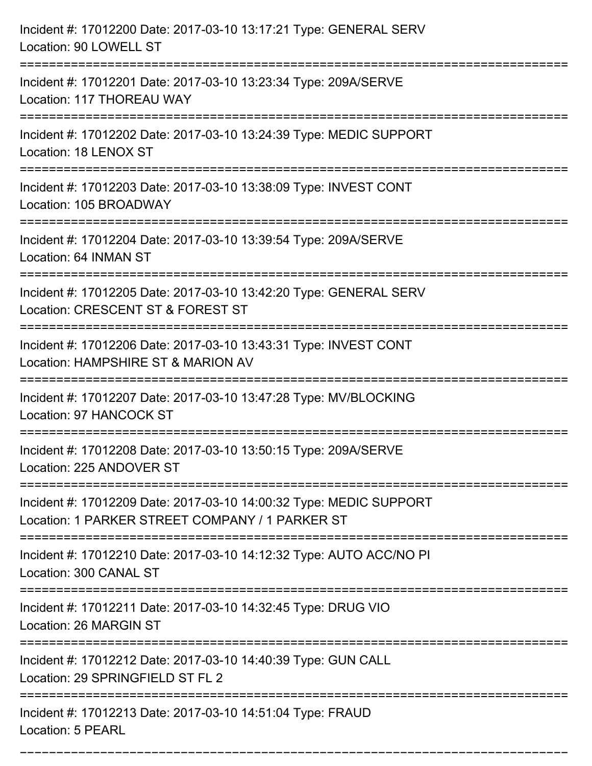Incident #: 17012200 Date: 2017-03-10 13:17:21 Type: GENERAL SERV
Location: 90 LOWELL ST

===========================================================================

Incident #: 17012201 Date: 2017-03-10 13:23:34 Type: 209A/SERVE
Location: 117 THOREAU WAY

===========================================================================

Incident #: 17012202 Date: 2017-03-10 13:24:39 Type: MEDIC SUPPORT
Location: 18 LENOX ST

===========================================================================

Incident #: 17012203 Date: 2017-03-10 13:38:09 Type: INVEST CONT
Location: 105 BROADWAY

===========================================================================

Incident #: 17012204 Date: 2017-03-10 13:39:54 Type: 209A/SERVE
Location: 64 INMAN ST

===========================================================================

Incident #: 17012205 Date: 2017-03-10 13:42:20 Type: GENERAL SERV
Location: CRESCENT ST & FOREST ST

===========================================================================

Incident #: 17012206 Date: 2017-03-10 13:43:31 Type: INVEST CONT
Location: HAMPSHIRE ST & MARION AV

===========================================================================

Incident #: 17012207 Date: 2017-03-10 13:47:28 Type: MV/BLOCKING
Location: 97 HANCOCK ST

===========================================================================

Incident #: 17012208 Date: 2017-03-10 13:50:15 Type: 209A/SERVE
Location: 225 ANDOVER ST

===========================================================================

Incident #: 17012209 Date: 2017-03-10 14:00:32 Type: MEDIC SUPPORT
Location: 1 PARKER STREET COMPANY / 1 PARKER ST

===========================================================================

Incident #: 17012210 Date: 2017-03-10 14:12:32 Type: AUTO ACC/NO PI
Location: 300 CANAL ST

===========================================================================

Incident #: 17012211 Date: 2017-03-10 14:32:45 Type: DRUG VIO
Location: 26 MARGIN ST

===========================================================================

Incident #: 17012212 Date: 2017-03-10 14:40:39 Type: GUN CALL
Location: 29 SPRINGFIELD ST FL 2

===========================================================================

Incident #: 17012213 Date: 2017-03-10 14:51:04 Type: FRAUD
Location: 5 PEARL

===========================================================================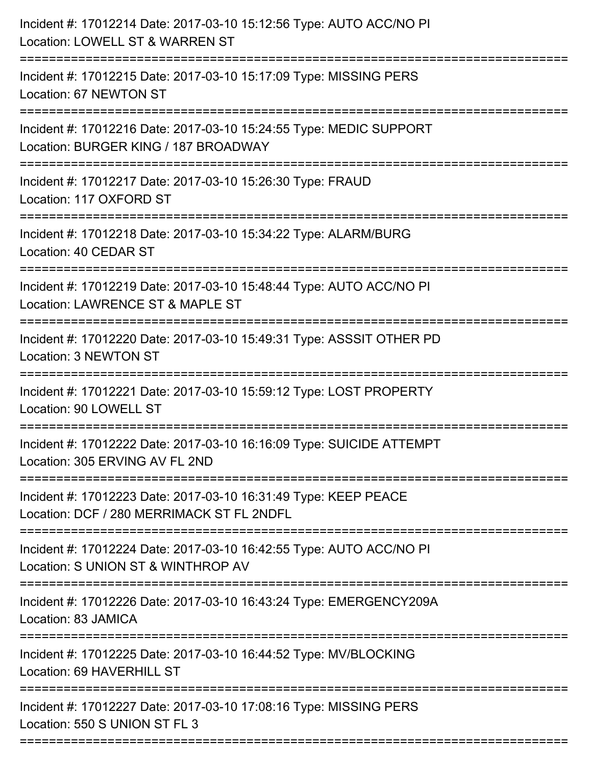Incident #: 17012214 Date: 2017-03-10 15:12:56 Type: AUTO ACC/NO PI
Location: LOWELL ST & WARREN ST

===========================================================================

Incident #: 17012215 Date: 2017-03-10 15:17:09 Type: MISSING PERS
Location: 67 NEWTON ST

===========================================================================

Incident #: 17012216 Date: 2017-03-10 15:24:55 Type: MEDIC SUPPORT
Location: BURGER KING / 187 BROADWAY

===========================================================================

Incident #: 17012217 Date: 2017-03-10 15:26:30 Type: FRAUD
Location: 117 OXFORD ST

===========================================================================

Incident #: 17012218 Date: 2017-03-10 15:34:22 Type: ALARM/BURG
Location: 40 CEDAR ST

===========================================================================

Incident #: 17012219 Date: 2017-03-10 15:48:44 Type: AUTO ACC/NO PI
Location: LAWRENCE ST & MAPLE ST

===========================================================================

Incident #: 17012220 Date: 2017-03-10 15:49:31 Type: ASSSIT OTHER PD
Location: 3 NEWTON ST

===========================================================================

Incident #: 17012221 Date: 2017-03-10 15:59:12 Type: LOST PROPERTY
Location: 90 LOWELL ST

===========================================================================

Incident #: 17012222 Date: 2017-03-10 16:16:09 Type: SUICIDE ATTEMPT
Location: 305 ERVING AV FL 2ND

===========================================================================

Incident #: 17012223 Date: 2017-03-10 16:31:49 Type: KEEP PEACE
Location: DCF / 280 MERRIMACK ST FL 2NDFL

===========================================================================

Incident #: 17012224 Date: 2017-03-10 16:42:55 Type: AUTO ACC/NO PI
Location: S UNION ST & WINTHROP AV

===========================================================================

Incident #: 17012226 Date: 2017-03-10 16:43:24 Type: EMERGENCY209A
Location: 83 JAMICA

===========================================================================

Incident #: 17012225 Date: 2017-03-10 16:44:52 Type: MV/BLOCKING
Location: 69 HAVERHILL ST

===========================================================================

Incident #: 17012227 Date: 2017-03-10 17:08:16 Type: MISSING PERS
Location: 550 S UNION ST FL 3

===========================================================================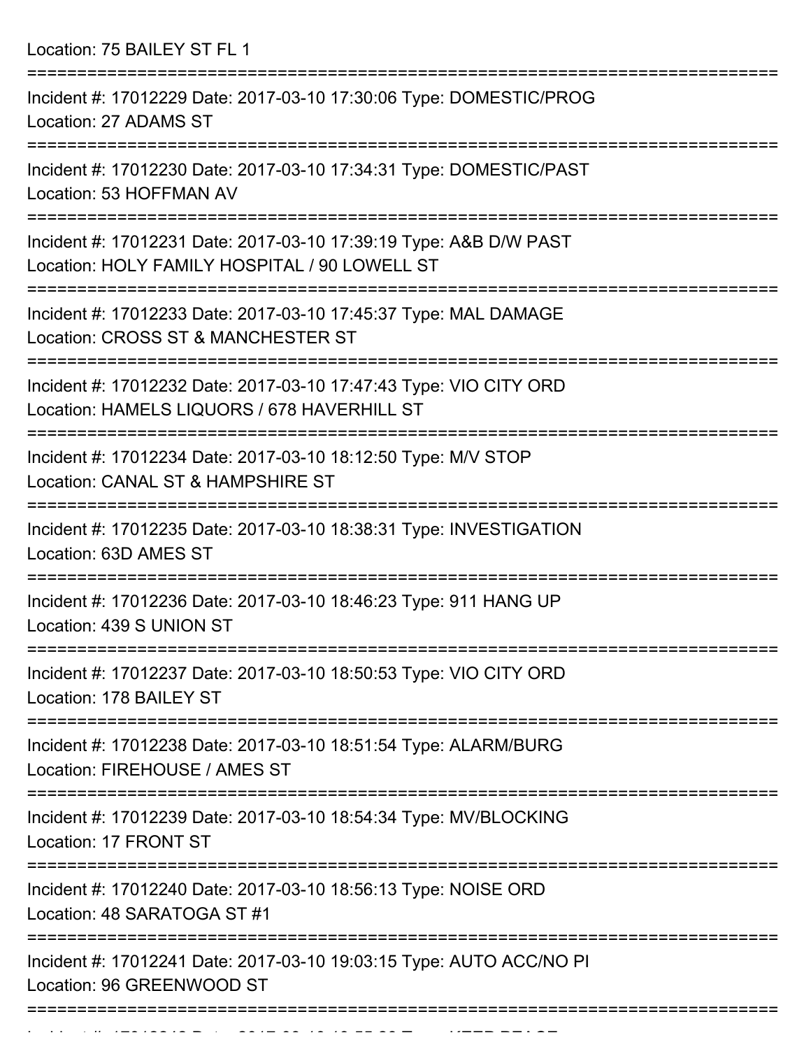Location: 75 BAILEY ST FL 1

===========================================================================

Incident #: 17012229 Date: 2017-03-10 17:30:06 Type: DOMESTIC/PROG
Location: 27 ADAMS ST

===========================================================================

Incident #: 17012230 Date: 2017-03-10 17:34:31 Type: DOMESTIC/PAST
Location: 53 HOFFMAN AV

===========================================================================

Incident #: 17012231 Date: 2017-03-10 17:39:19 Type: A&B D/W PAST
Location: HOLY FAMILY HOSPITAL / 90 LOWELL ST

===========================================================================

Incident #: 17012233 Date: 2017-03-10 17:45:37 Type: MAL DAMAGE
Location: CROSS ST & MANCHESTER ST

===========================================================================

Incident #: 17012232 Date: 2017-03-10 17:47:43 Type: VIO CITY ORD
Location: HAMELS LIQUORS / 678 HAVERHILL ST

===========================================================================

Incident #: 17012234 Date: 2017-03-10 18:12:50 Type: M/V STOP
Location: CANAL ST & HAMPSHIRE ST

===========================================================================

Incident #: 17012235 Date: 2017-03-10 18:38:31 Type: INVESTIGATION
Location: 63D AMES ST

===========================================================================

Incident #: 17012236 Date: 2017-03-10 18:46:23 Type: 911 HANG UP
Location: 439 S UNION ST

===========================================================================

Incident #: 17012237 Date: 2017-03-10 18:50:53 Type: VIO CITY ORD
Location: 178 BAILEY ST

===========================================================================

Incident #: 17012238 Date: 2017-03-10 18:51:54 Type: ALARM/BURG
Location: FIREHOUSE / AMES ST

===========================================================================

Incident #: 17012239 Date: 2017-03-10 18:54:34 Type: MV/BLOCKING
Location: 17 FRONT ST

===========================================================================

Incident #: 17012240 Date: 2017-03-10 18:56:13 Type: NOISE ORD
Location: 48 SARATOGA ST #1

===========================================================================

Incident #: 17012241 Date: 2017-03-10 19:03:15 Type: AUTO ACC/NO PI
Location: 96 GREENWOOD ST

===========================================================================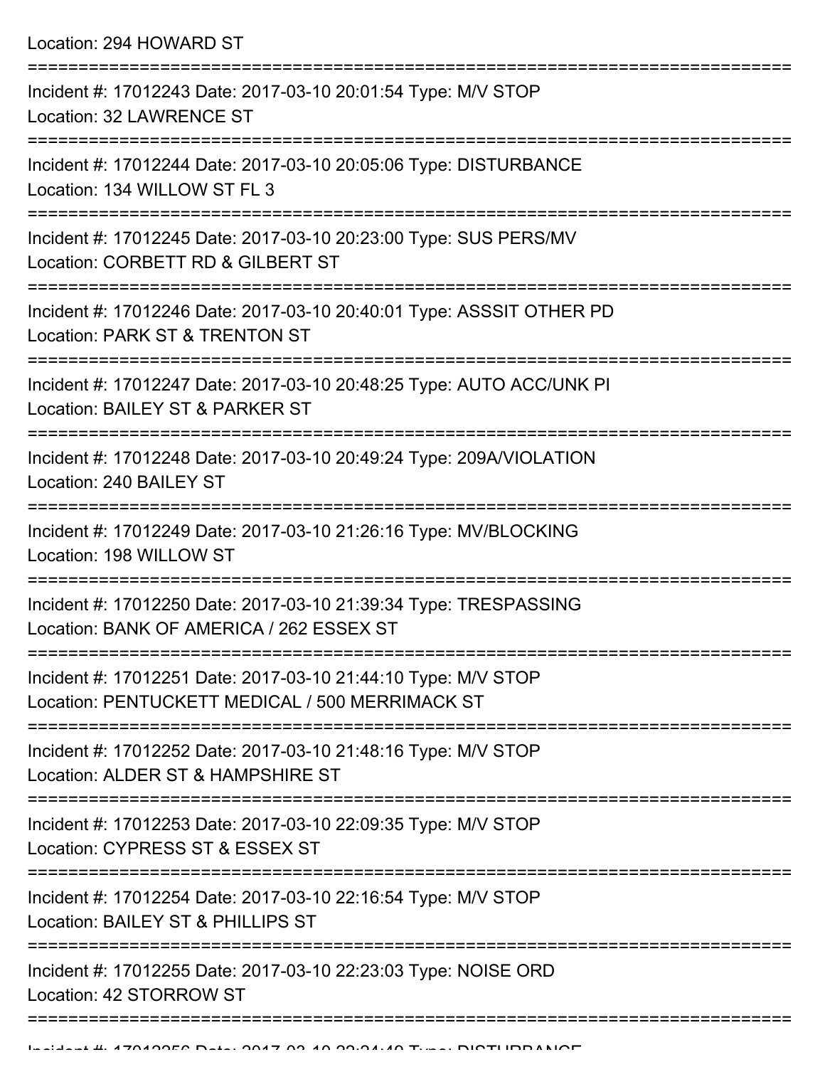Location: 294 HOWARD ST

===========================================================================

Incident #: 17012243 Date: 2017-03-10 20:01:54 Type: M/V STOP
Location: 32 LAWRENCE ST

===========================================================================

Incident #: 17012244 Date: 2017-03-10 20:05:06 Type: DISTURBANCE
Location: 134 WILLOW ST FL 3

===========================================================================

Incident #: 17012245 Date: 2017-03-10 20:23:00 Type: SUS PERS/MV
Location: CORBETT RD & GILBERT ST

===========================================================================

Incident #: 17012246 Date: 2017-03-10 20:40:01 Type: ASSSIT OTHER PD
Location: PARK ST & TRENTON ST

===========================================================================

Incident #: 17012247 Date: 2017-03-10 20:48:25 Type: AUTO ACC/UNK PI
Location: BAILEY ST & PARKER ST

===========================================================================

Incident #: 17012248 Date: 2017-03-10 20:49:24 Type: 209A/VIOLATION
Location: 240 BAILEY ST

===========================================================================

Incident #: 17012249 Date: 2017-03-10 21:26:16 Type: MV/BLOCKING
Location: 198 WILLOW ST

===========================================================================

Incident #: 17012250 Date: 2017-03-10 21:39:34 Type: TRESPASSING
Location: BANK OF AMERICA / 262 ESSEX ST

===========================================================================

Incident #: 17012251 Date: 2017-03-10 21:44:10 Type: M/V STOP
Location: PENTUCKETT MEDICAL / 500 MERRIMACK ST

===========================================================================

Incident #: 17012252 Date: 2017-03-10 21:48:16 Type: M/V STOP
Location: ALDER ST & HAMPSHIRE ST

===========================================================================

Incident #: 17012253 Date: 2017-03-10 22:09:35 Type: M/V STOP
Location: CYPRESS ST & ESSEX ST

===========================================================================

Incident #: 17012254 Date: 2017-03-10 22:16:54 Type: M/V STOP
Location: BAILEY ST & PHILLIPS ST

===========================================================================

Incident #: 17012255 Date: 2017-03-10 22:23:03 Type: NOISE ORD
Location: 42 STORROW ST

===========================================================================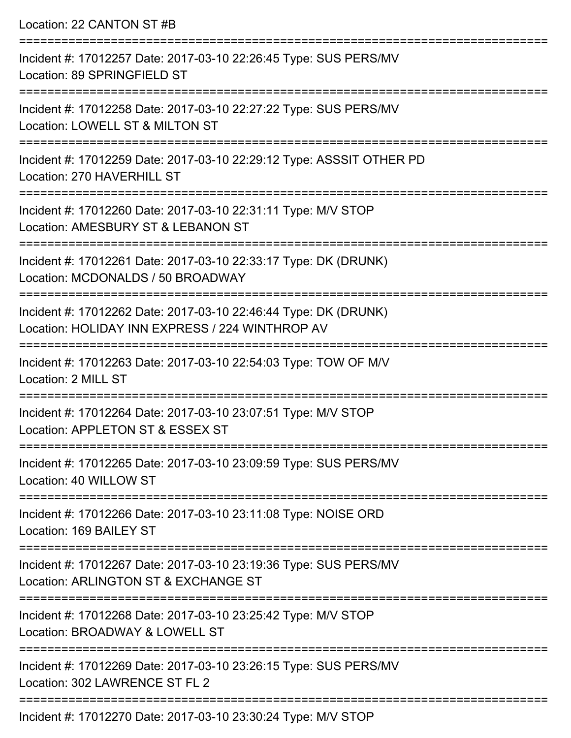Location: 22 CANTON ST #B

===========================================================================

Incident #: 17012257 Date: 2017-03-10 22:26:45 Type: SUS PERS/MV
Location: 89 SPRINGFIELD ST

===========================================================================

Incident #: 17012258 Date: 2017-03-10 22:27:22 Type: SUS PERS/MV
Location: LOWELL ST & MILTON ST

===========================================================================

Incident #: 17012259 Date: 2017-03-10 22:29:12 Type: ASSSIT OTHER PD
Location: 270 HAVERHILL ST

===========================================================================

Incident #: 17012260 Date: 2017-03-10 22:31:11 Type: M/V STOP
Location: AMESBURY ST & LEBANON ST

===========================================================================

Incident #: 17012261 Date: 2017-03-10 22:33:17 Type: DK (DRUNK)
Location: MCDONALDS / 50 BROADWAY

===========================================================================

Incident #: 17012262 Date: 2017-03-10 22:46:44 Type: DK (DRUNK)
Location: HOLIDAY INN EXPRESS / 224 WINTHROP AV

===========================================================================

Incident #: 17012263 Date: 2017-03-10 22:54:03 Type: TOW OF M/V
Location: 2 MILL ST

===========================================================================

Incident #: 17012264 Date: 2017-03-10 23:07:51 Type: M/V STOP
Location: APPLETON ST & ESSEX ST

===========================================================================

Incident #: 17012265 Date: 2017-03-10 23:09:59 Type: SUS PERS/MV
Location: 40 WILLOW ST

===========================================================================

Incident #: 17012266 Date: 2017-03-10 23:11:08 Type: NOISE ORD
Location: 169 BAILEY ST

===========================================================================

Incident #: 17012267 Date: 2017-03-10 23:19:36 Type: SUS PERS/MV
Location: ARLINGTON ST & EXCHANGE ST

===========================================================================

Incident #: 17012268 Date: 2017-03-10 23:25:42 Type: M/V STOP
Location: BROADWAY & LOWELL ST

===========================================================================

Incident #: 17012269 Date: 2017-03-10 23:26:15 Type: SUS PERS/MV
Location: 302 LAWRENCE ST FL 2

===========================================================================

Incident #: 17012270 Date: 2017-03-10 23:30:24 Type: M/V STOP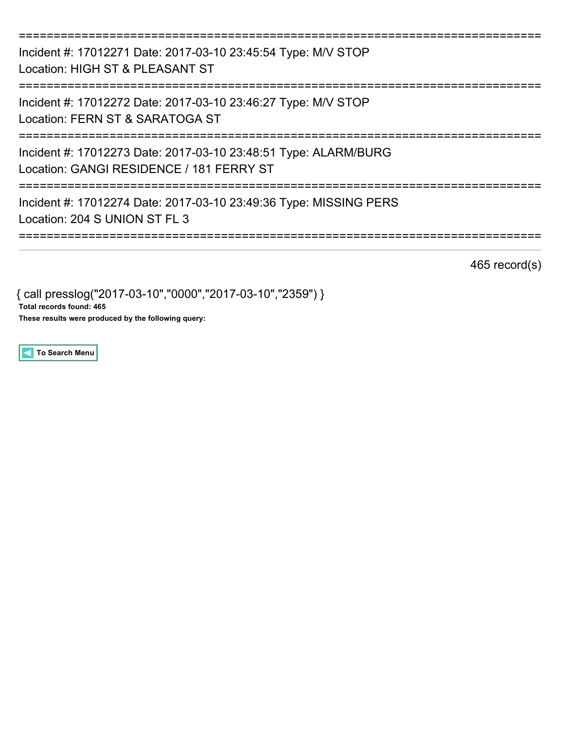===========================================================================

Incident #: 17012271 Date: 2017-03-10 23:45:54 Type: M/V STOP
Location: HIGH ST & PLEASANT ST

===========================================================================

Incident #: 17012272 Date: 2017-03-10 23:46:27 Type: M/V STOP
Location: FERN ST & SARATOGA ST

===========================================================================

Incident #: 17012273 Date: 2017-03-10 23:48:51 Type: ALARM/BURG
Location: GANGI RESIDENCE / 181 FERRY ST

===========================================================================

Incident #: 17012274 Date: 2017-03-10 23:49:36 Type: MISSING PERS
Location: 204 S UNION ST FL 3

===========================================================================

465 record(s)

{ call presslog("2017-03-10","0000","2017-03-10","2359") }

**Total records found: 465**

**These results were produced by the following query:**

**To Search Menu**